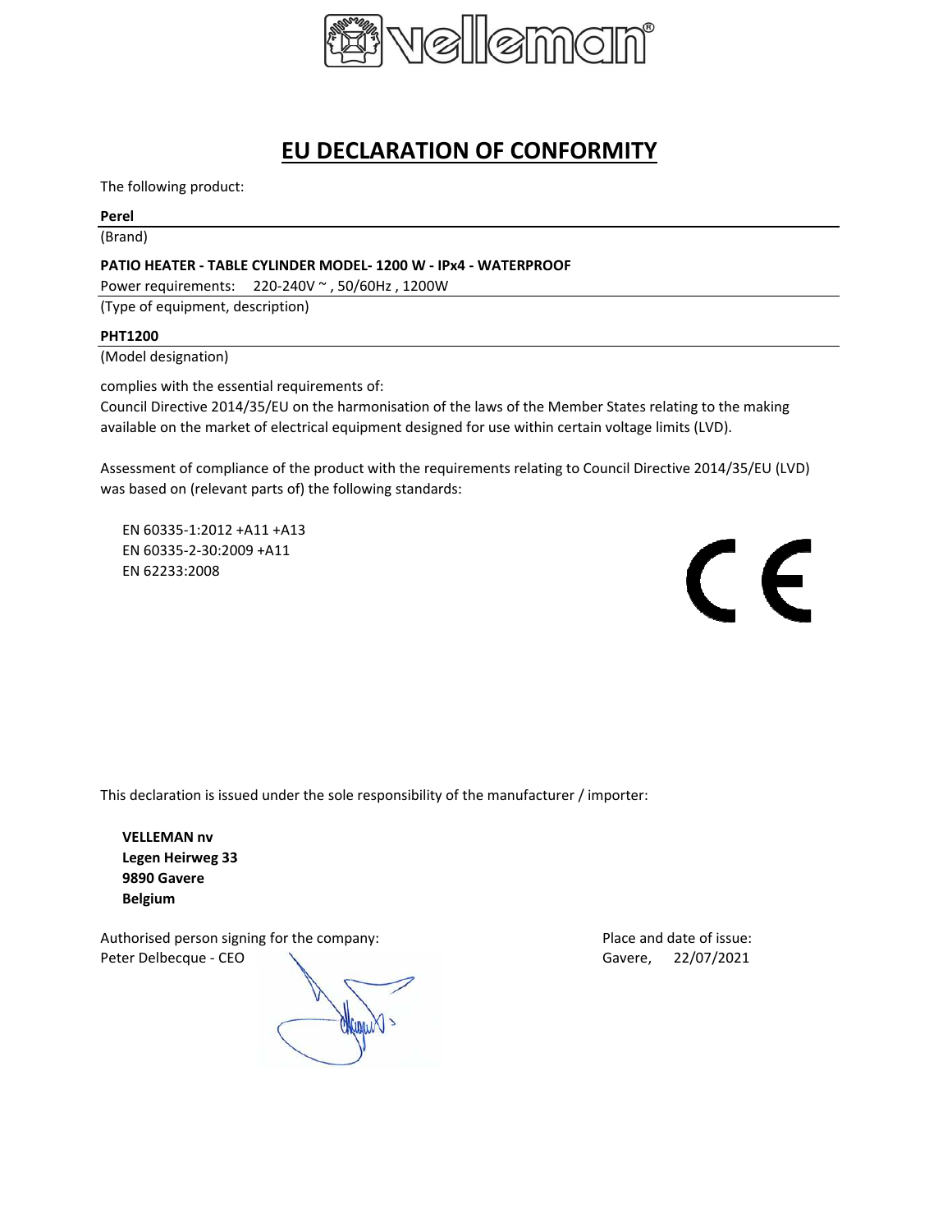# EU DECLARATION OF CONFORMITY

The following product:

**Perel**

(Brand)

**PATIO HEATER - TABLE CYLINDER MODEL- 1200 W - IPx4 - WATERPROOF**

Power requirements: 220-240V ~ , 50/60Hz , 1200W

(Type of equipment, description)

**PHT1200**

(Model designation)

complies with the essential requirements of:
Council Directive 2014/35/EU on the harmonisation of the laws of the Member States relating to the making available on the market of electrical equipment designed for use within certain voltage limits (LVD).

Assessment of compliance of the product with the requirements relating to Council Directive 2014/35/EU (LVD) was based on (relevant parts of) the following standards:

EN 60335-1:2012 +A11 +A13
EN 60335-2-30:2009 +A11
EN 62233:2008

CE

This declaration is issued under the sole responsibility of the manufacturer / importer:

**VELLEMAN nv**
**Legen Heirweg 33**
**9890 Gavere**
**Belgium**

Authorised person signing for the company:
Peter Delbecque - CEO

Place and date of issue:
Gavere, 22/07/2021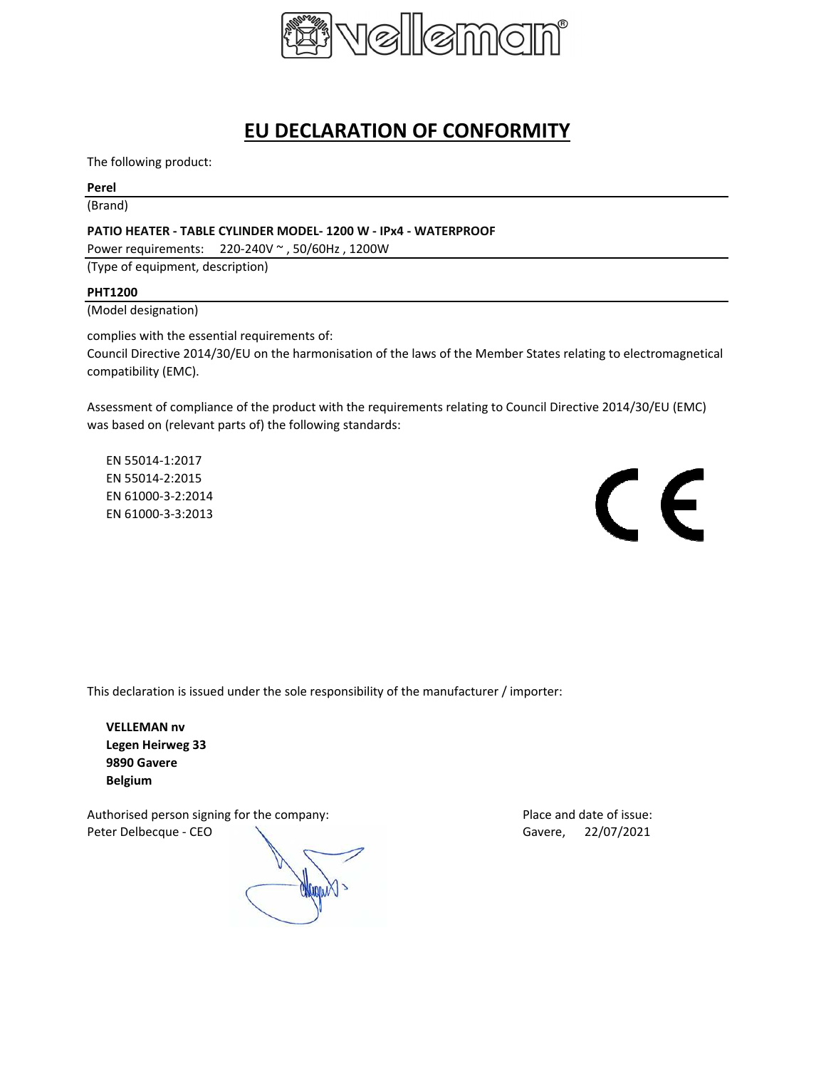# EU DECLARATION OF CONFORMITY

The following product:

**Perel**

(Brand)

**PATIO HEATER - TABLE CYLINDER MODEL- 1200 W - IPx4 - WATERPROOF**

Power requirements: 220-240V ~ , 50/60Hz , 1200W

(Type of equipment, description)

**PHT1200**

(Model designation)

complies with the essential requirements of:
Council Directive 2014/30/EU on the harmonisation of the laws of the Member States relating to electromagnetical compatibility (EMC).

Assessment of compliance of the product with the requirements relating to Council Directive 2014/30/EU (EMC) was based on (relevant parts of) the following standards:

EN 55014-1:2017
EN 55014-2:2015
EN 61000-3-2:2014
EN 61000-3-3:2013

This declaration is issued under the sole responsibility of the manufacturer / importer:

**VELLEMAN nv**
**Legen Heirweg 33**
**9890 Gavere**
**Belgium**

Authorised person signing for the company:
Peter Delbecque - CEO

Place and date of issue:
Gavere, 22/07/2021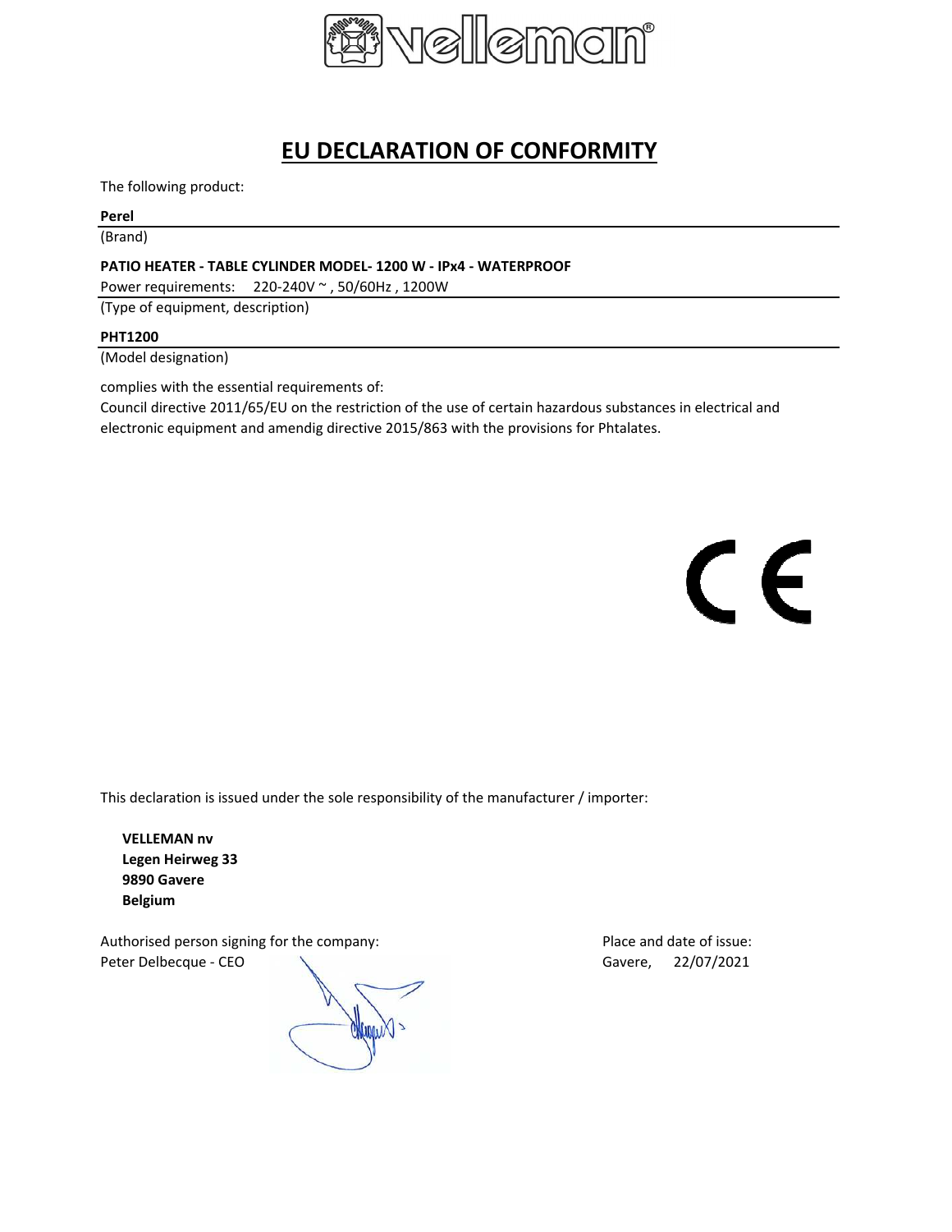# EU DECLARATION OF CONFORMITY

The following product:

**Perel**

(Brand)

**PATIO HEATER - TABLE CYLINDER MODEL- 1200 W - IPx4 - WATERPROOF**

Power requirements: 220-240V ~ , 50/60Hz , 1200W

(Type of equipment, description)

**PHT1200**

(Model designation)

complies with the essential requirements of:

Council directive 2011/65/EU on the restriction of the use of certain hazardous substances in electrical and electronic equipment and amendig directive 2015/863 with the provisions for Phtalates.

This declaration is issued under the sole responsibility of the manufacturer / importer:

**VELLEMAN nv**
**Legen Heirweg 33**
**9890 Gavere**
**Belgium**

Authorised person signing for the company:
Peter Delbecque - CEO

Place and date of issue:
Gavere, 22/07/2021